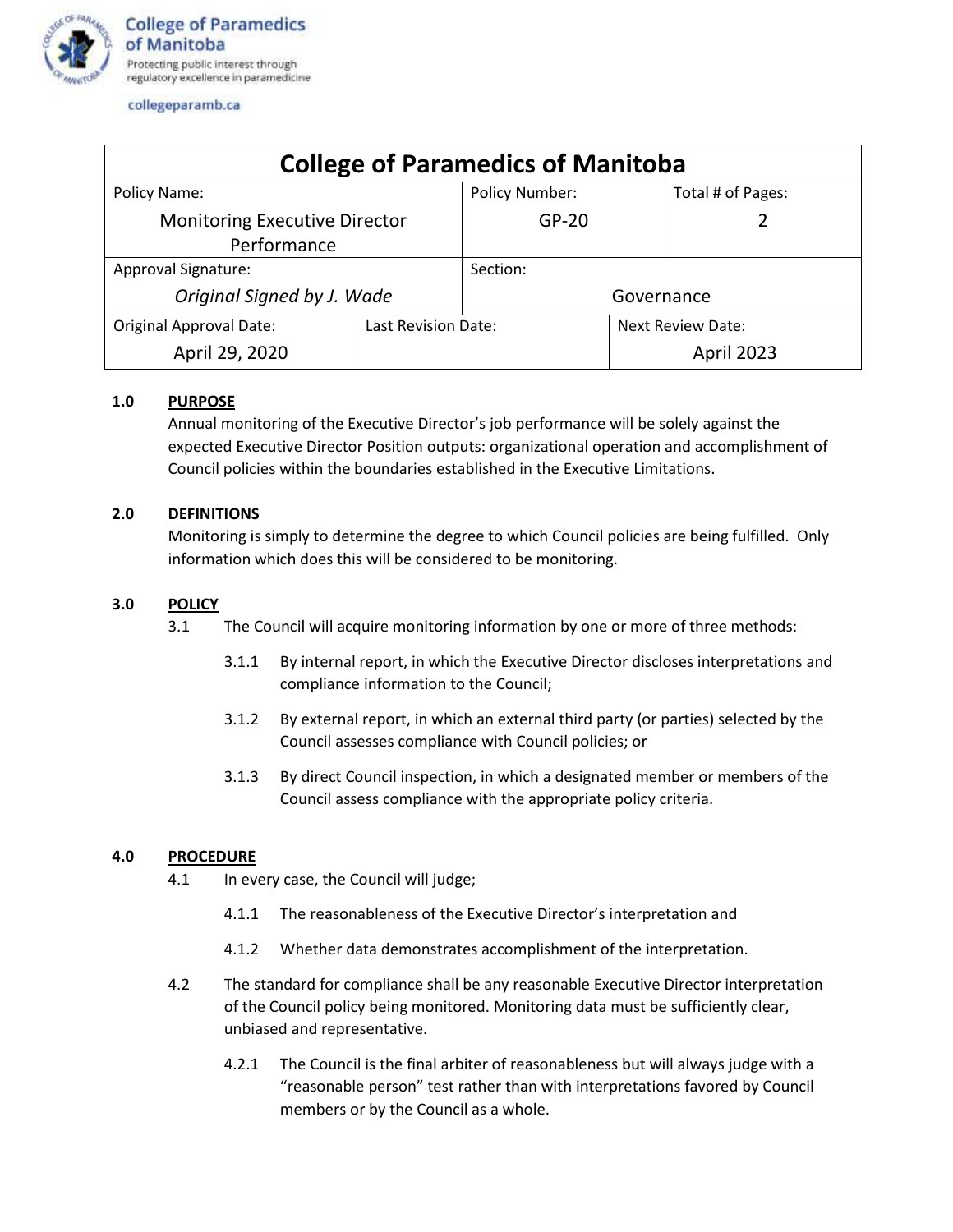**College of Paramedics of Manitoba**
Protecting public interest through regulatory excellence in paramedicine

collegeparamb.ca

| College of Paramedics of Manitoba | | | |
|---|---|---|---|
| Policy Name: Monitoring Executive Director Performance | | Policy Number: GP-20 | Total # of Pages: 2 |
| Approval Signature: *Original Signed by J. Wade* | | Section: Governance | |
| Original Approval Date: April 29, 2020 | Last Revision Date: | | Next Review Date: April 2023 |

**1.0 PURPOSE**

Annual monitoring of the Executive Director's job performance will be solely against the expected Executive Director Position outputs: organizational operation and accomplishment of Council policies within the boundaries established in the Executive Limitations.

**2.0 DEFINITIONS**

Monitoring is simply to determine the degree to which Council policies are being fulfilled. Only information which does this will be considered to be monitoring.

**3.0 POLICY**

3.1 The Council will acquire monitoring information by one or more of three methods:

3.1.1 By internal report, in which the Executive Director discloses interpretations and compliance information to the Council;

3.1.2 By external report, in which an external third party (or parties) selected by the Council assesses compliance with Council policies; or

3.1.3 By direct Council inspection, in which a designated member or members of the Council assess compliance with the appropriate policy criteria.

**4.0 PROCEDURE**

4.1 In every case, the Council will judge;

4.1.1 The reasonableness of the Executive Director's interpretation and

4.1.2 Whether data demonstrates accomplishment of the interpretation.

4.2 The standard for compliance shall be any reasonable Executive Director interpretation of the Council policy being monitored. Monitoring data must be sufficiently clear, unbiased and representative.

4.2.1 The Council is the final arbiter of reasonableness but will always judge with a "reasonable person" test rather than with interpretations favored by Council members or by the Council as a whole.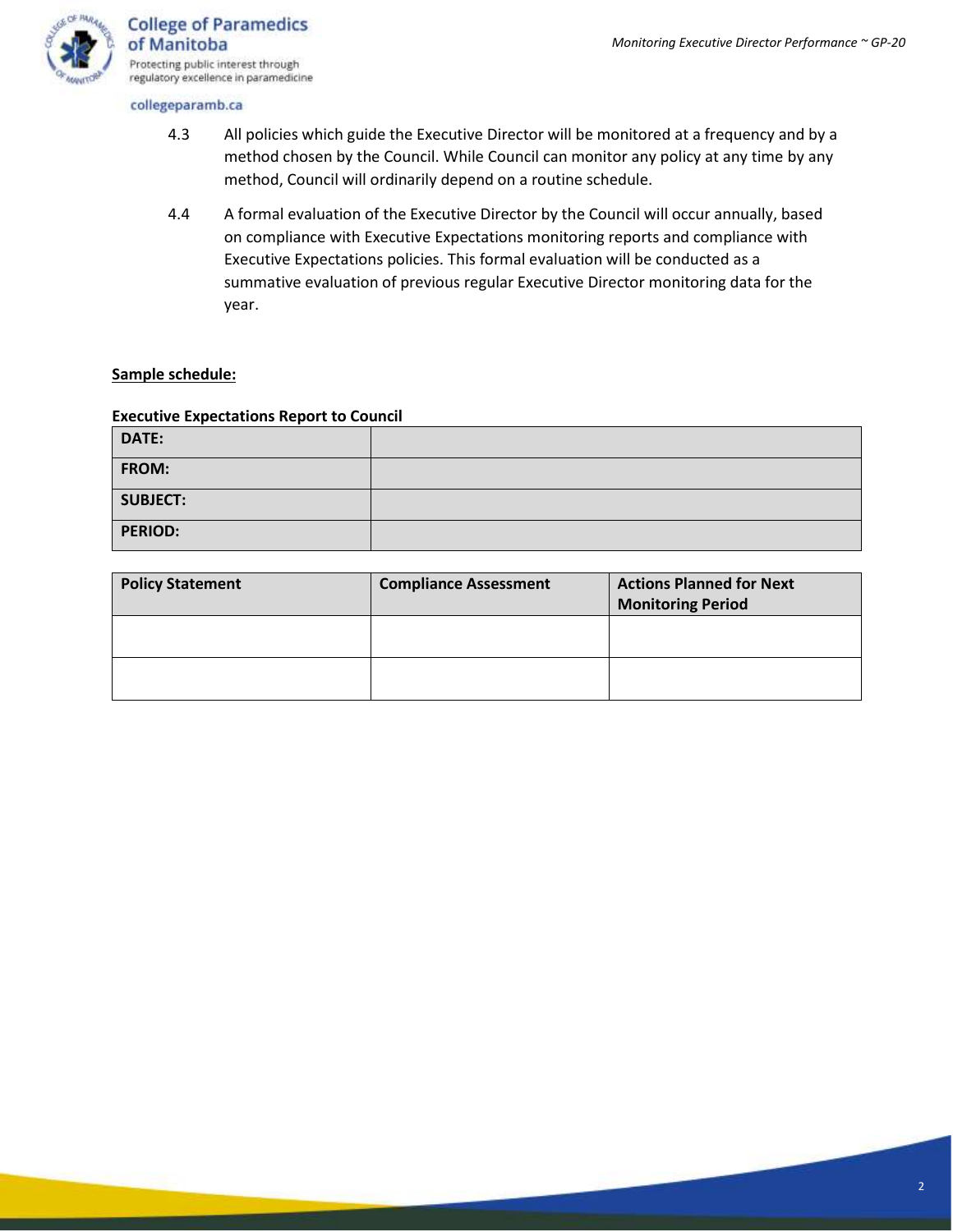4.3 All policies which guide the Executive Director will be monitored at a frequency and by a method chosen by the Council. While Council can monitor any policy at any time by any method, Council will ordinarily depend on a routine schedule.

4.4 A formal evaluation of the Executive Director by the Council will occur annually, based on compliance with Executive Expectations monitoring reports and compliance with Executive Expectations policies. This formal evaluation will be conducted as a summative evaluation of previous regular Executive Director monitoring data for the year.

**Sample schedule:**

**Executive Expectations Report to Council**

| | |
|---|---|
| **DATE:** | |
| **FROM:** | |
| **SUBJECT:** | |
| **PERIOD:** | |

| Policy Statement | Compliance Assessment | Actions Planned for Next Monitoring Period |
|---|---|---|
| | | |
| | | |